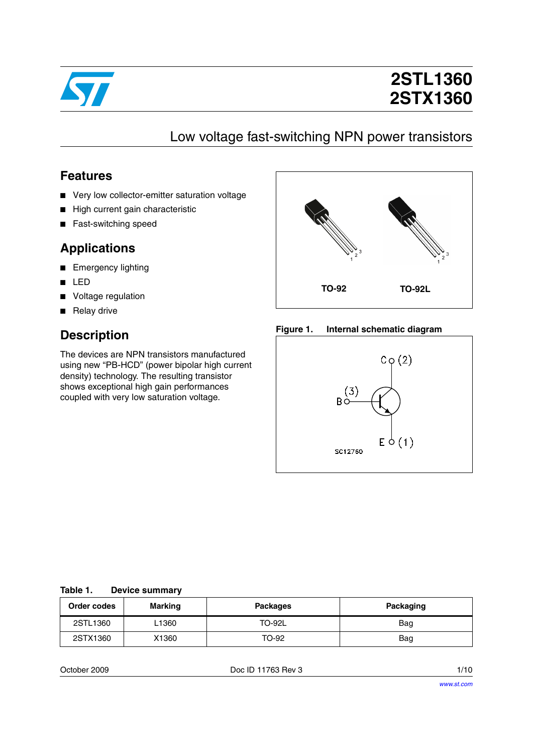# 2STL1360
# 2STX1360

## Low voltage fast-switching NPN power transistors

## Features

- Very low collector-emitter saturation voltage
- High current gain characteristic
- Fast-switching speed

## Applications

- Emergency lighting
- LED
- Voltage regulation
- Relay drive

## Description

The devices are NPN transistors manufactured using new “PB-HCD” (power bipolar high current density) technology. The resulting transistor shows exceptional high gain performances coupled with very low saturation voltage.

TO-92 TO-92L

**Figure 1. Internal schematic diagram**

C (2)

B (3)

E (1)

SC12760

**Table 1. Device summary**

| Order codes | Marking | Packages | Packaging |
|---|---|---|---|
| 2STL1360 | L1360 | TO-92L | Bag |
| 2STX1360 | X1360 | TO-92 | Bag |

October 2009 Doc ID 11763 Rev 3

www.st.com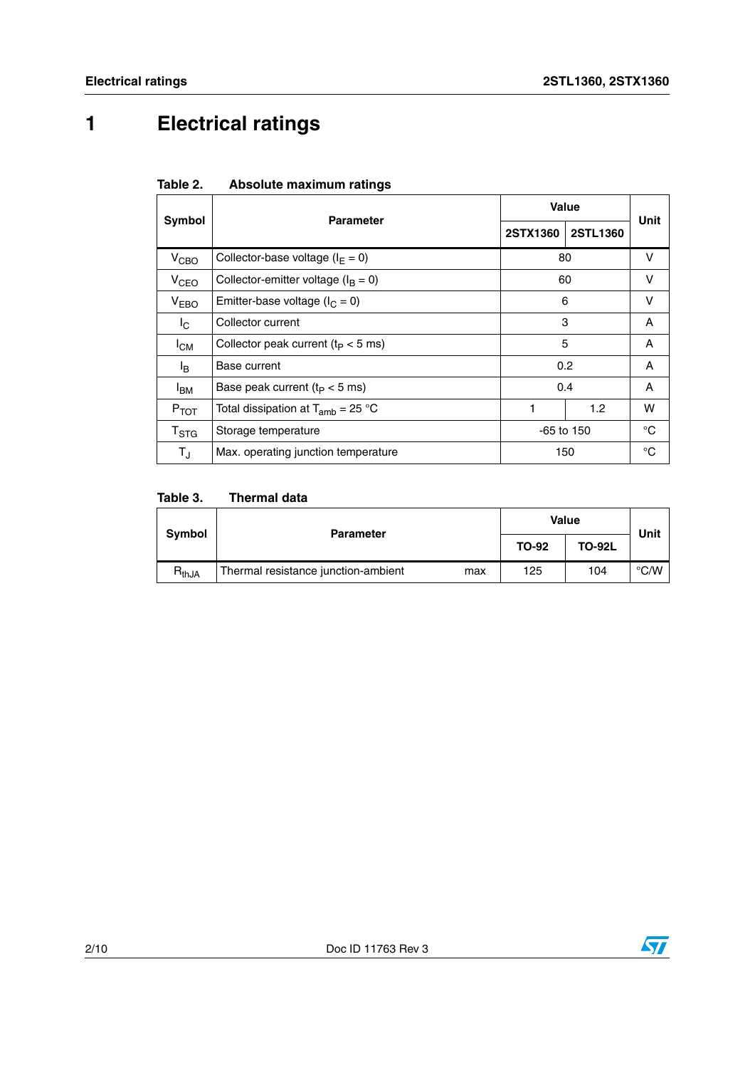# 1 Electrical ratings

**Table 2. Absolute maximum ratings**

| Symbol | Parameter | Value | | Unit |
|---|---|---|---|---|
| | | 2STX1360 | 2STL1360 | |
| $V_{CBO}$ | Collector-base voltage ($I_E = 0$) | 80 | | V |
| $V_{CEO}$ | Collector-emitter voltage ($I_B = 0$) | 60 | | V |
| $V_{EBO}$ | Emitter-base voltage ($I_C = 0$) | 6 | | V |
| $I_C$ | Collector current | 3 | | A |
| $I_{CM}$ | Collector peak current ($t_P < 5$ ms) | 5 | | A |
| $I_B$ | Base current | 0.2 | | A |
| $I_{BM}$ | Base peak current ($t_P < 5$ ms) | 0.4 | | A |
| $P_{TOT}$ | Total dissipation at $T_{amb} = 25$ °C | 1 | 1.2 | W |
| $T_{STG}$ | Storage temperature | -65 to 150 | | °C |
| $T_J$ | Max. operating junction temperature | 150 | | °C |

**Table 3. Thermal data**

| Symbol | Parameter | | Value | | Unit |
|---|---|---|---|---|---|
| | | | TO-92 | TO-92L | |
| $R_{thJA}$ | Thermal resistance junction-ambient | max | 125 | 104 | °C/W |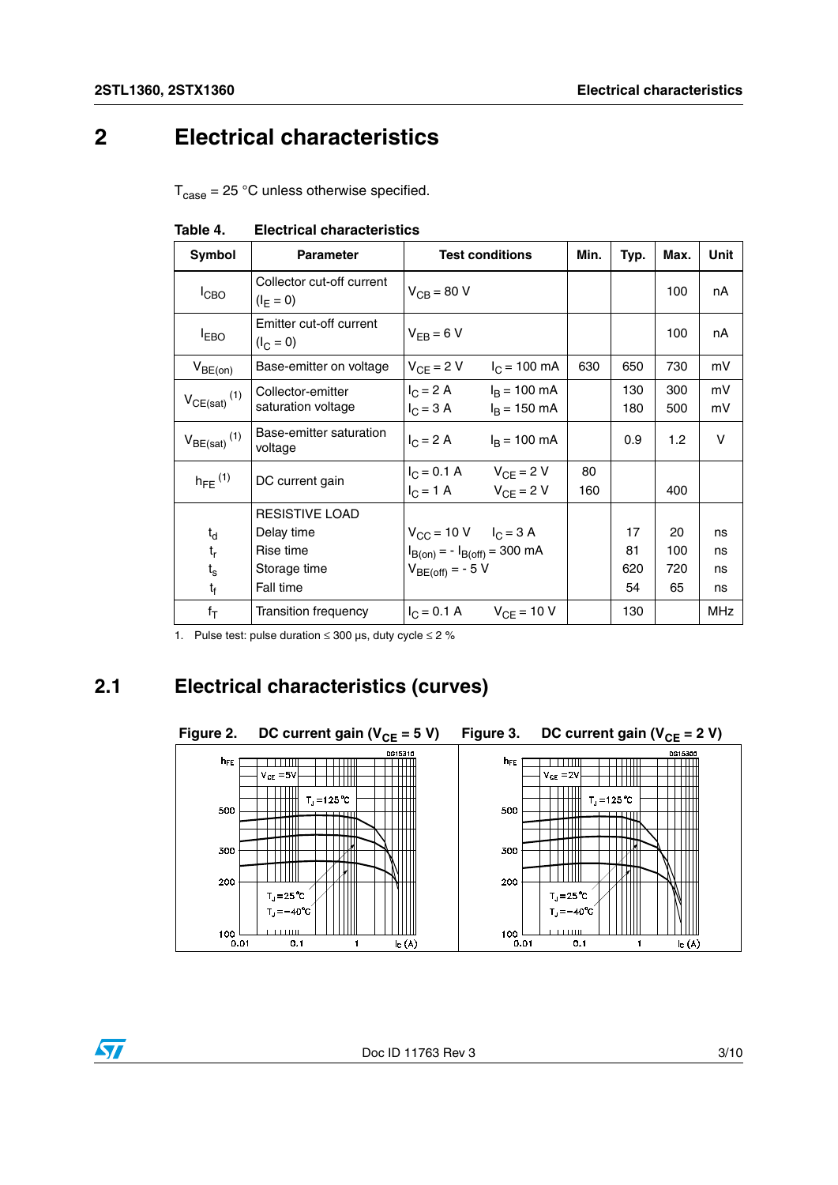# 2 Electrical characteristics

$T_{case}$ = 25 °C unless otherwise specified.

**Table 4. Electrical characteristics**

| Symbol | Parameter | Test conditions | | Min. | Typ. | Max. | Unit |
|---|---|---|---|---|---|---|---|
| $I_{CBO}$ | Collector cut-off current ($I_E$ = 0) | $V_{CB}$ = 80 V | | | | 100 | nA |
| $I_{EBO}$ | Emitter cut-off current ($I_C$ = 0) | $V_{EB}$ = 6 V | | | | 100 | nA |
| $V_{BE(on)}$ | Base-emitter on voltage | $V_{CE}$ = 2 V | $I_C$ = 100 mA | 630 | 650 | 730 | mV |
| $V_{CE(sat)}$ (1) | Collector-emitter saturation voltage | $I_C$ = 2 A<br>$I_C$ = 3 A | $I_B$ = 100 mA<br>$I_B$ = 150 mA | | 130<br>180 | 300<br>500 | mV<br>mV |
| $V_{BE(sat)}$ (1) | Base-emitter saturation voltage | $I_C$ = 2 A | $I_B$ = 100 mA | | 0.9 | 1.2 | V |
| $h_{FE}$ (1) | DC current gain | $I_C$ = 0.1 A<br>$I_C$ = 1 A | $V_{CE}$ = 2 V<br>$V_{CE}$ = 2 V | 80<br>160 | | <br>400 | |
| $t_d$<br>$t_r$<br>$t_s$<br>$t_f$ | RESISTIVE LOAD<br>Delay time<br>Rise time<br>Storage time<br>Fall time | $V_{CC}$ = 10 V<br>$I_{B(on)}$ = - $I_{B(off)}$ = 300 mA<br>$V_{BE(off)}$ = - 5 V | $I_C$ = 3 A | | 17<br>81<br>620<br>54 | 20<br>100<br>720<br>65 | ns<br>ns<br>ns<br>ns |
| $f_T$ | Transition frequency | $I_C$ = 0.1 A | $V_{CE}$ = 10 V | | 130 | | MHz |

1. Pulse test: pulse duration ≤ 300 µs, duty cycle ≤ 2 %

## 2.1 Electrical characteristics (curves)

**Figure 2. DC current gain ($V_{CE}$ = 5 V)**

**Figure 3. DC current gain ($V_{CE}$ = 2 V)**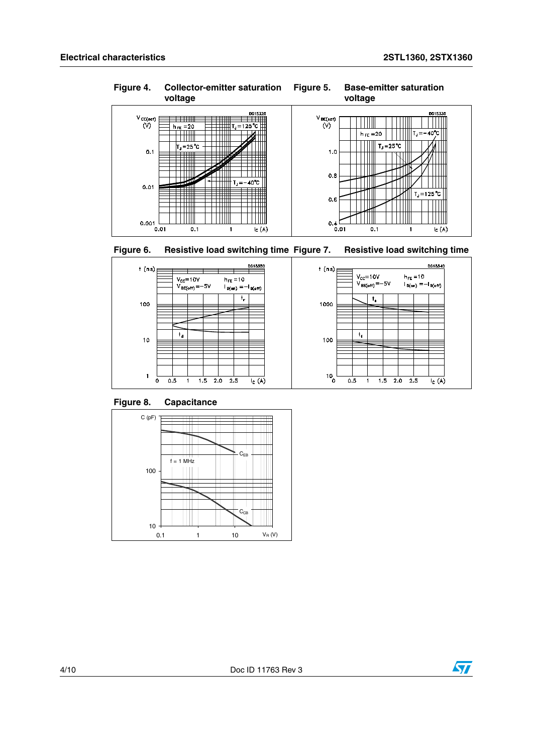Figure 4. Collector-emitter saturation voltage

Figure 5. Base-emitter saturation voltage

Figure 6. Resistive load switching time

Figure 7. Resistive load switching time

Figure 8. Capacitance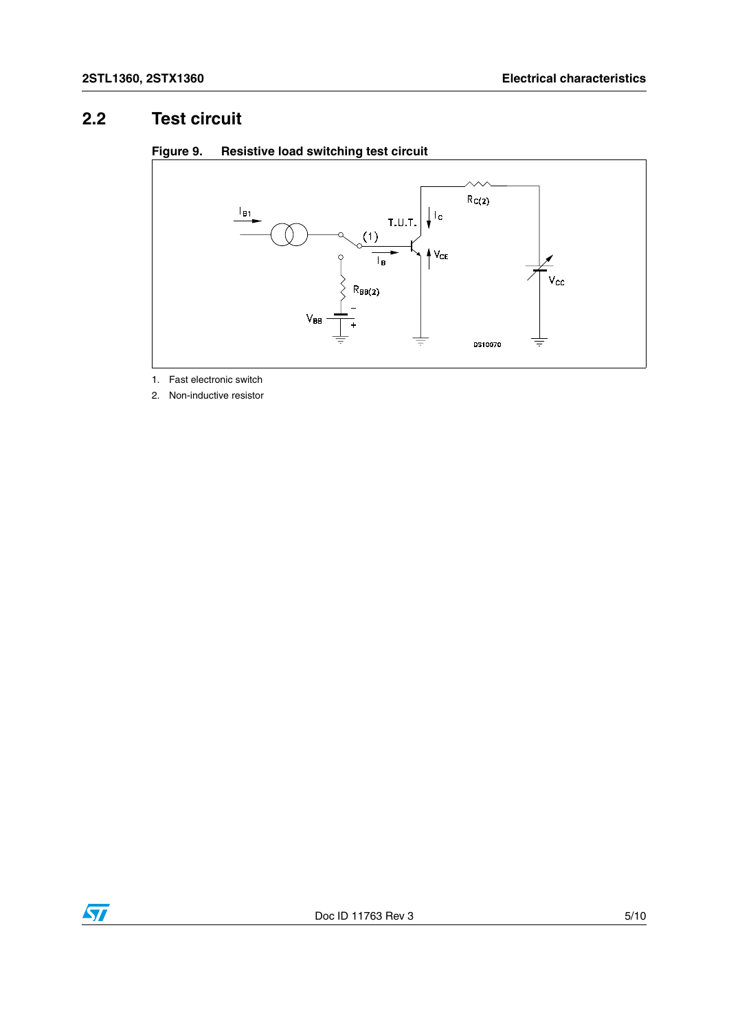## 2.2 Test circuit

**Figure 9. Resistive load switching test circuit**

1. Fast electronic switch
2. Non-inductive resistor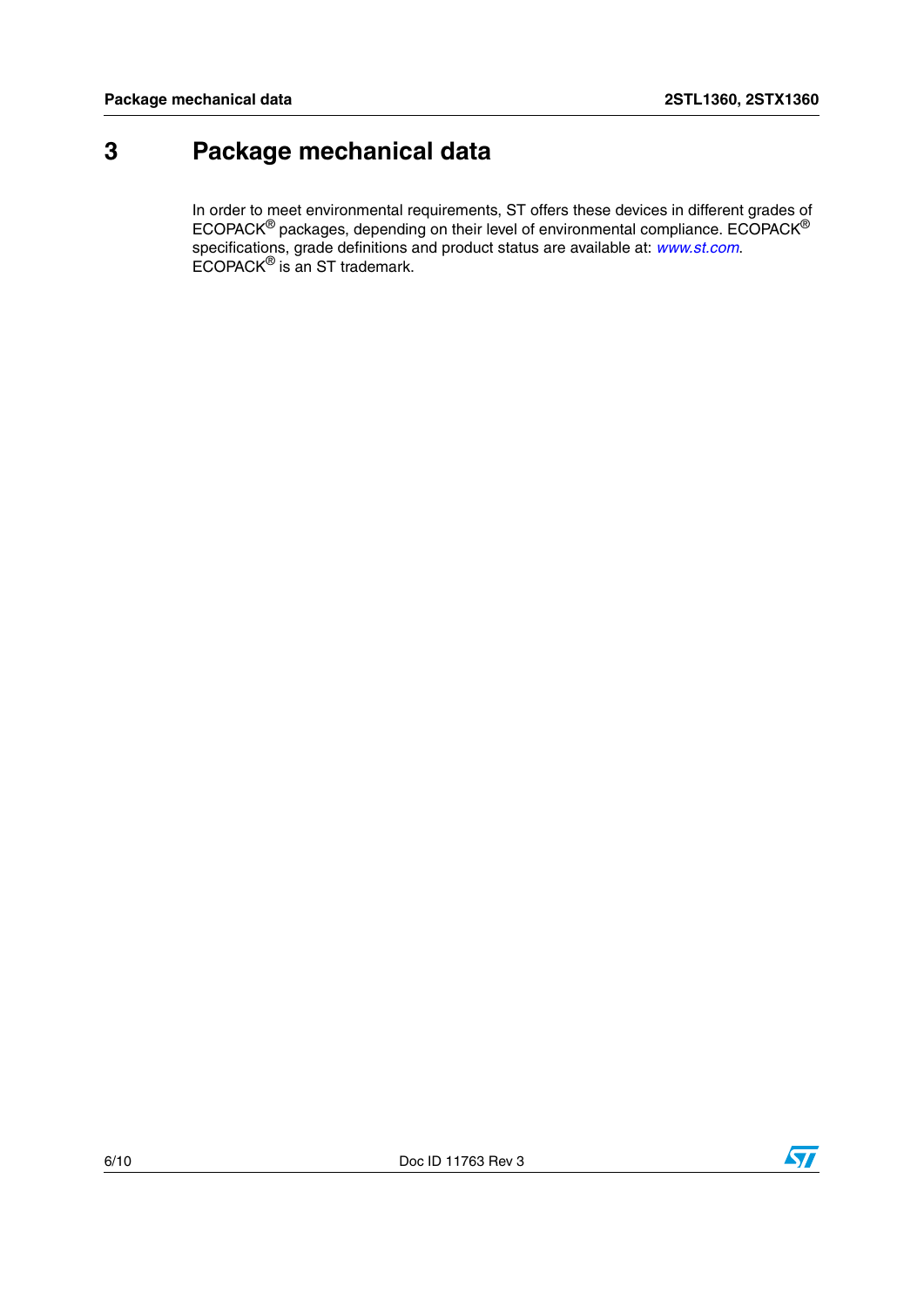# 3 Package mechanical data

In order to meet environmental requirements, ST offers these devices in different grades of ECOPACK® packages, depending on their level of environmental compliance. ECOPACK® specifications, grade definitions and product status are available at: *www.st.com*. ECOPACK® is an ST trademark.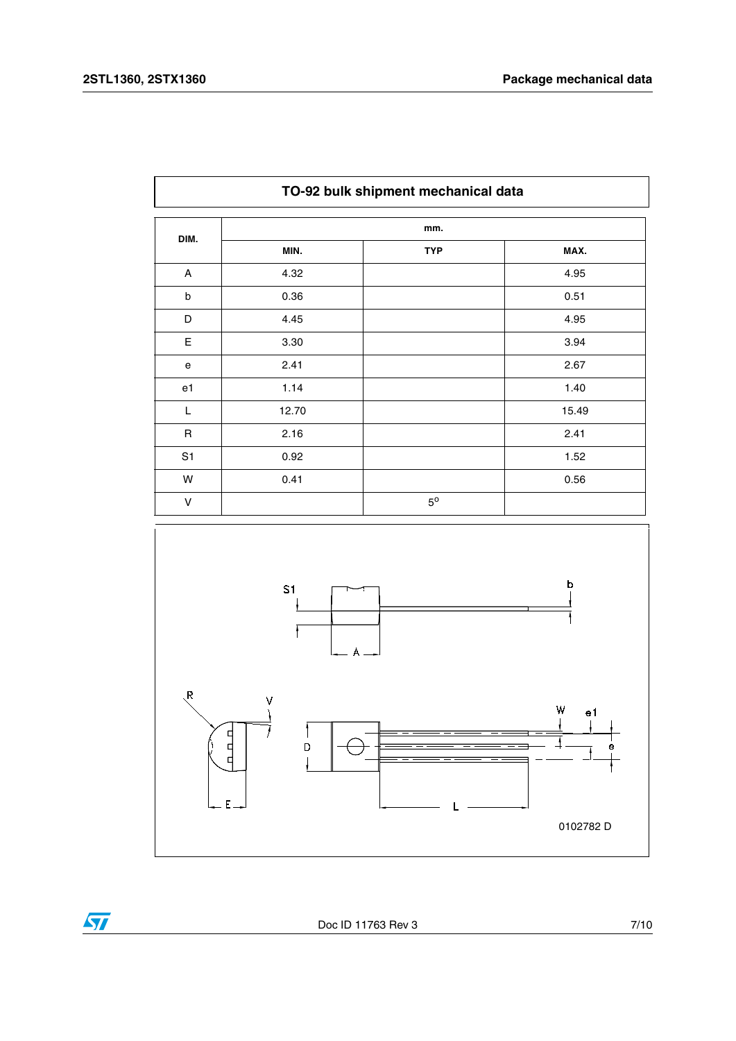## TO-92 bulk shipment mechanical data

| DIM. | mm. | | |
|---|---|---|---|
| | MIN. | TYP | MAX. |
| A | 4.32 | | 4.95 |
| b | 0.36 | | 0.51 |
| D | 4.45 | | 4.95 |
| E | 3.30 | | 3.94 |
| e | 2.41 | | 2.67 |
| e1 | 1.14 | | 1.40 |
| L | 12.70 | | 15.49 |
| R | 2.16 | | 2.41 |
| S1 | 0.92 | | 1.52 |
| W | 0.41 | | 0.56 |
| V | | $5^{o}$ | |

0102782 D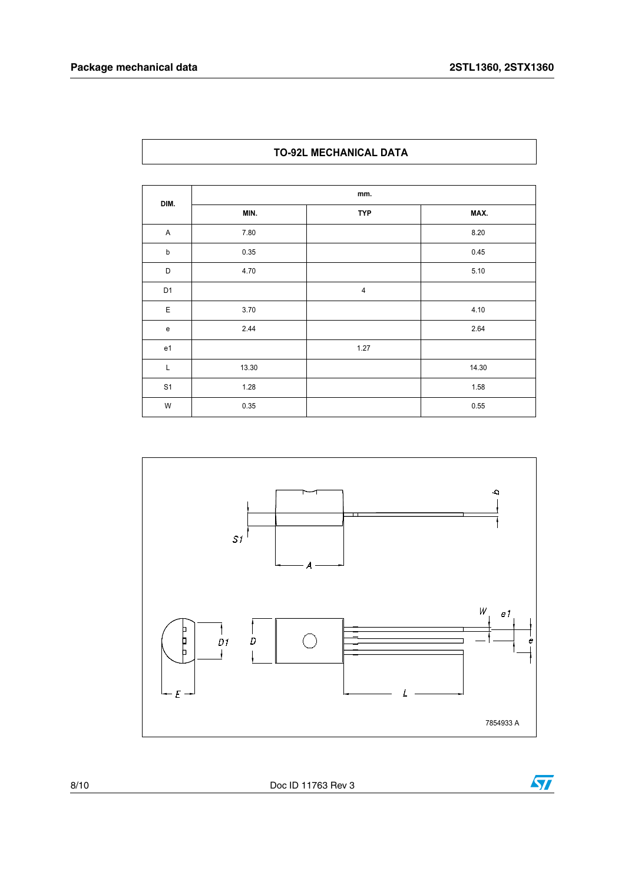## TO-92L MECHANICAL DATA

| DIM. | mm. | | |
|---|---|---|---|
| | MIN. | TYP | MAX. |
| A | 7.80 | | 8.20 |
| b | 0.35 | | 0.45 |
| D | 4.70 | | 5.10 |
| D1 | | 4 | |
| E | 3.70 | | 4.10 |
| e | 2.44 | | 2.64 |
| e1 | | 1.27 | |
| L | 13.30 | | 14.30 |
| S1 | 1.28 | | 1.58 |
| W | 0.35 | | 0.55 |

7854933 A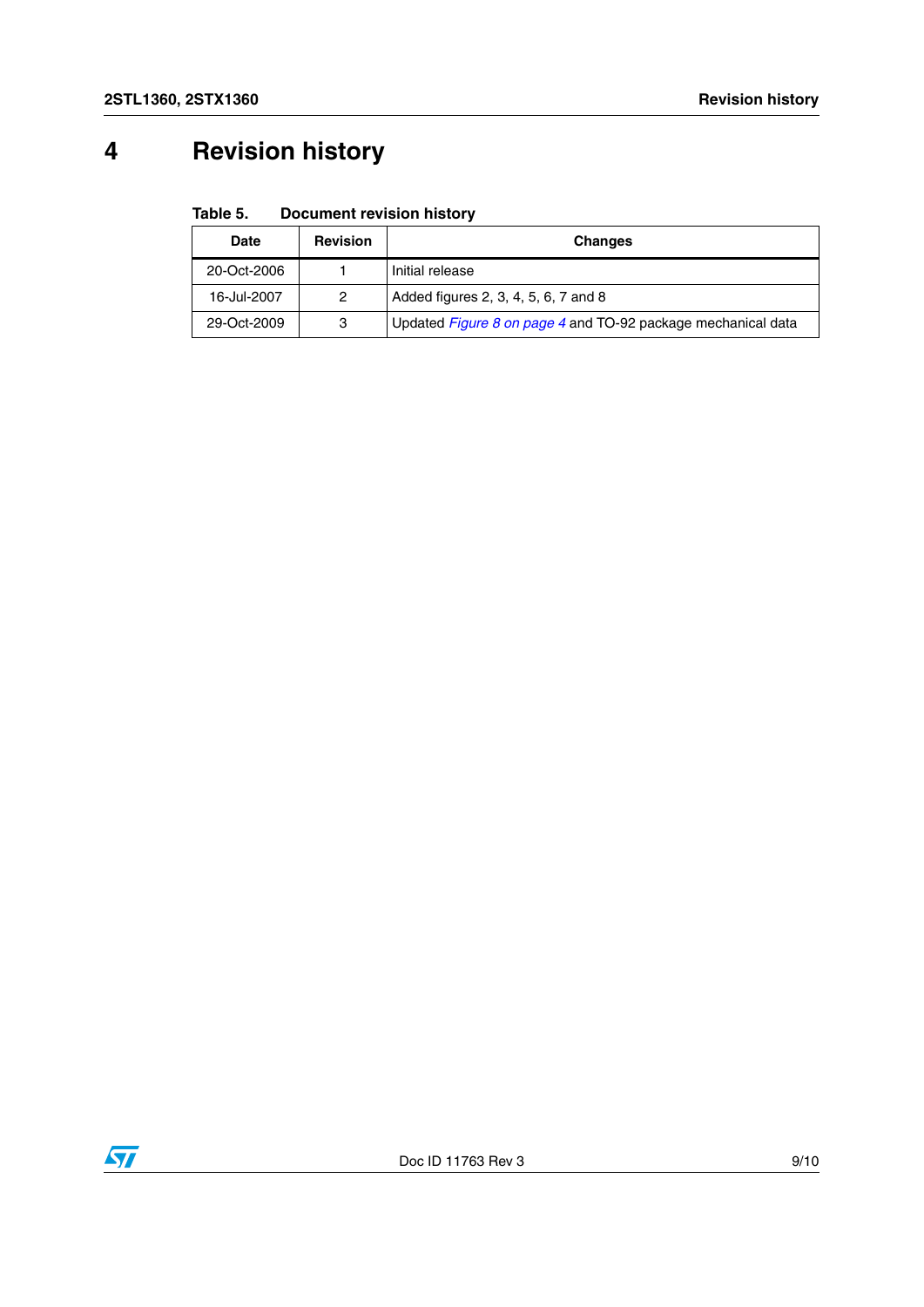# 4 Revision history

**Table 5. Document revision history**

| Date | Revision | Changes |
|---|---|---|
| 20-Oct-2006 | 1 | Initial release |
| 16-Jul-2007 | 2 | Added figures 2, 3, 4, 5, 6, 7 and 8 |
| 29-Oct-2009 | 3 | Updated *Figure 8 on page 4* and TO-92 package mechanical data |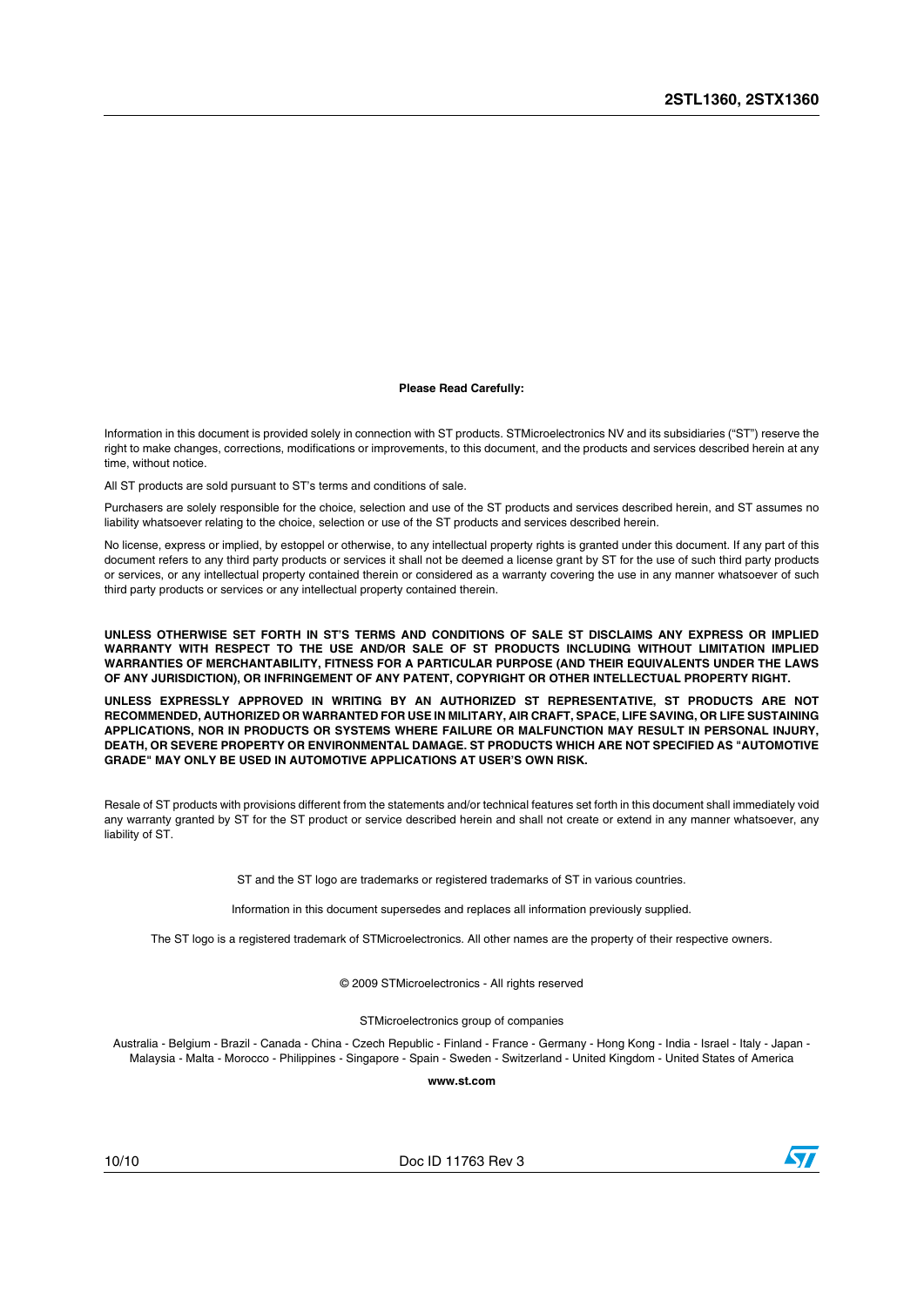**Please Read Carefully:**

Information in this document is provided solely in connection with ST products. STMicroelectronics NV and its subsidiaries ("ST") reserve the right to make changes, corrections, modifications or improvements, to this document, and the products and services described herein at any time, without notice.

All ST products are sold pursuant to ST's terms and conditions of sale.

Purchasers are solely responsible for the choice, selection and use of the ST products and services described herein, and ST assumes no liability whatsoever relating to the choice, selection or use of the ST products and services described herein.

No license, express or implied, by estoppel or otherwise, to any intellectual property rights is granted under this document. If any part of this document refers to any third party products or services it shall not be deemed a license grant by ST for the use of such third party products or services, or any intellectual property contained therein or considered as a warranty covering the use in any manner whatsoever of such third party products or services or any intellectual property contained therein.

**UNLESS OTHERWISE SET FORTH IN ST'S TERMS AND CONDITIONS OF SALE ST DISCLAIMS ANY EXPRESS OR IMPLIED WARRANTY WITH RESPECT TO THE USE AND/OR SALE OF ST PRODUCTS INCLUDING WITHOUT LIMITATION IMPLIED WARRANTIES OF MERCHANTABILITY, FITNESS FOR A PARTICULAR PURPOSE (AND THEIR EQUIVALENTS UNDER THE LAWS OF ANY JURISDICTION), OR INFRINGEMENT OF ANY PATENT, COPYRIGHT OR OTHER INTELLECTUAL PROPERTY RIGHT.**

**UNLESS EXPRESSLY APPROVED IN WRITING BY AN AUTHORIZED ST REPRESENTATIVE, ST PRODUCTS ARE NOT RECOMMENDED, AUTHORIZED OR WARRANTED FOR USE IN MILITARY, AIR CRAFT, SPACE, LIFE SAVING, OR LIFE SUSTAINING APPLICATIONS, NOR IN PRODUCTS OR SYSTEMS WHERE FAILURE OR MALFUNCTION MAY RESULT IN PERSONAL INJURY, DEATH, OR SEVERE PROPERTY OR ENVIRONMENTAL DAMAGE. ST PRODUCTS WHICH ARE NOT SPECIFIED AS "AUTOMOTIVE GRADE" MAY ONLY BE USED IN AUTOMOTIVE APPLICATIONS AT USER'S OWN RISK.**

Resale of ST products with provisions different from the statements and/or technical features set forth in this document shall immediately void any warranty granted by ST for the ST product or service described herein and shall not create or extend in any manner whatsoever, any liability of ST.

ST and the ST logo are trademarks or registered trademarks of ST in various countries.

Information in this document supersedes and replaces all information previously supplied.

The ST logo is a registered trademark of STMicroelectronics. All other names are the property of their respective owners.

© 2009 STMicroelectronics - All rights reserved

STMicroelectronics group of companies

Australia - Belgium - Brazil - Canada - China - Czech Republic - Finland - France - Germany - Hong Kong - India - Israel - Italy - Japan - Malaysia - Malta - Morocco - Philippines - Singapore - Spain - Sweden - Switzerland - United Kingdom - United States of America

**www.st.com**